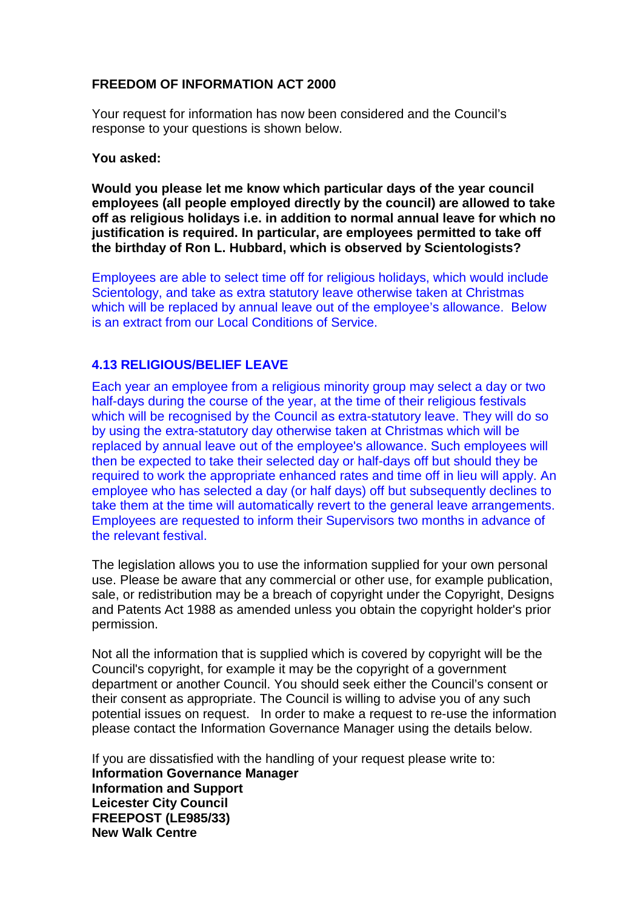**FREEDOM OF INFORMATION ACT 2000**

Your request for information has now been considered and the Council's response to your questions is shown below.

**You asked:**

**Would you please let me know which particular days of the year council employees (all people employed directly by the council) are allowed to take off as religious holidays i.e. in addition to normal annual leave for which no justification is required. In particular, are employees permitted to take off the birthday of Ron L. Hubbard, which is observed by Scientologists?**

Employees are able to select time off for religious holidays, which would include Scientology, and take as extra statutory leave otherwise taken at Christmas which will be replaced by annual leave out of the employee's allowance. Below is an extract from our Local Conditions of Service.

**4.13 RELIGIOUS/BELIEF LEAVE**

Each year an employee from a religious minority group may select a day or two half-days during the course of the year, at the time of their religious festivals which will be recognised by the Council as extra-statutory leave. They will do so by using the extra-statutory day otherwise taken at Christmas which will be replaced by annual leave out of the employee's allowance. Such employees will then be expected to take their selected day or half-days off but should they be required to work the appropriate enhanced rates and time off in lieu will apply. An employee who has selected a day (or half days) off but subsequently declines to take them at the time will automatically revert to the general leave arrangements. Employees are requested to inform their Supervisors two months in advance of the relevant festival.

The legislation allows you to use the information supplied for your own personal use. Please be aware that any commercial or other use, for example publication, sale, or redistribution may be a breach of copyright under the Copyright, Designs and Patents Act 1988 as amended unless you obtain the copyright holder's prior permission.

Not all the information that is supplied which is covered by copyright will be the Council's copyright, for example it may be the copyright of a government department or another Council. You should seek either the Council's consent or their consent as appropriate. The Council is willing to advise you of any such potential issues on request. In order to make a request to re-use the information please contact the Information Governance Manager using the details below.

If you are dissatisfied with the handling of your request please write to:
**Information Governance Manager**
**Information and Support**
**Leicester City Council**
**FREEPOST (LE985/33)**
**New Walk Centre**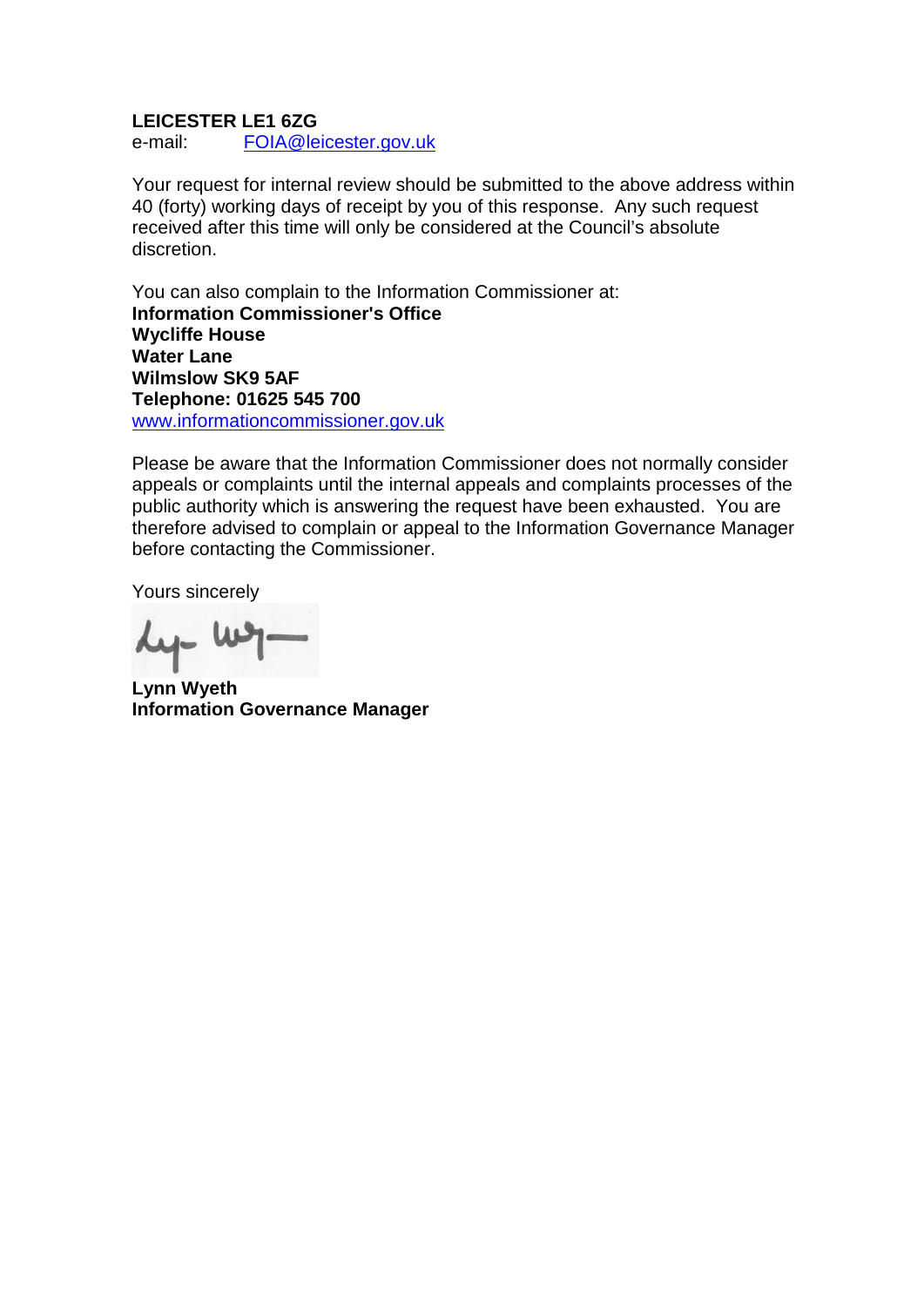**LEICESTER LE1 6ZG**
e-mail: FOIA@leicester.gov.uk

Your request for internal review should be submitted to the above address within 40 (forty) working days of receipt by you of this response. Any such request received after this time will only be considered at the Council's absolute discretion.

You can also complain to the Information Commissioner at:
**Information Commissioner's Office**
**Wycliffe House**
**Water Lane**
**Wilmslow SK9 5AF**
**Telephone: 01625 545 700**
www.informationcommissioner.gov.uk

Please be aware that the Information Commissioner does not normally consider appeals or complaints until the internal appeals and complaints processes of the public authority which is answering the request have been exhausted. You are therefore advised to complain or appeal to the Information Governance Manager before contacting the Commissioner.

Yours sincerely

**Lynn Wyeth**
**Information Governance Manager**